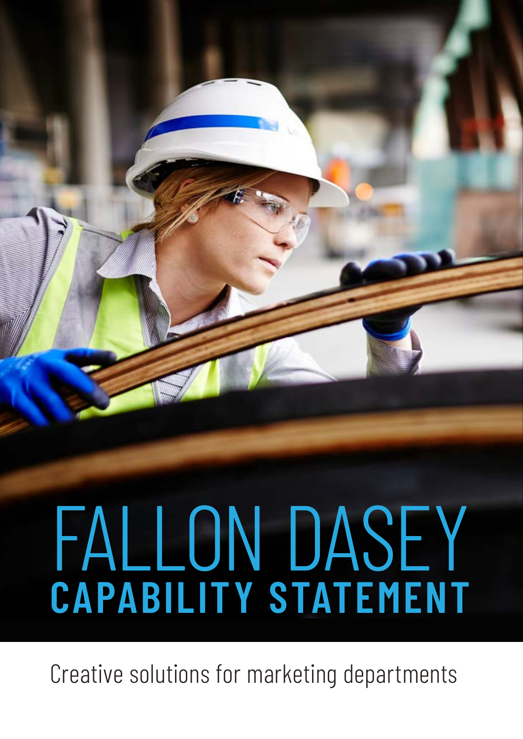# FALLON DASEY

## CAPABILITY STATEMENT

Creative solutions for marketing departments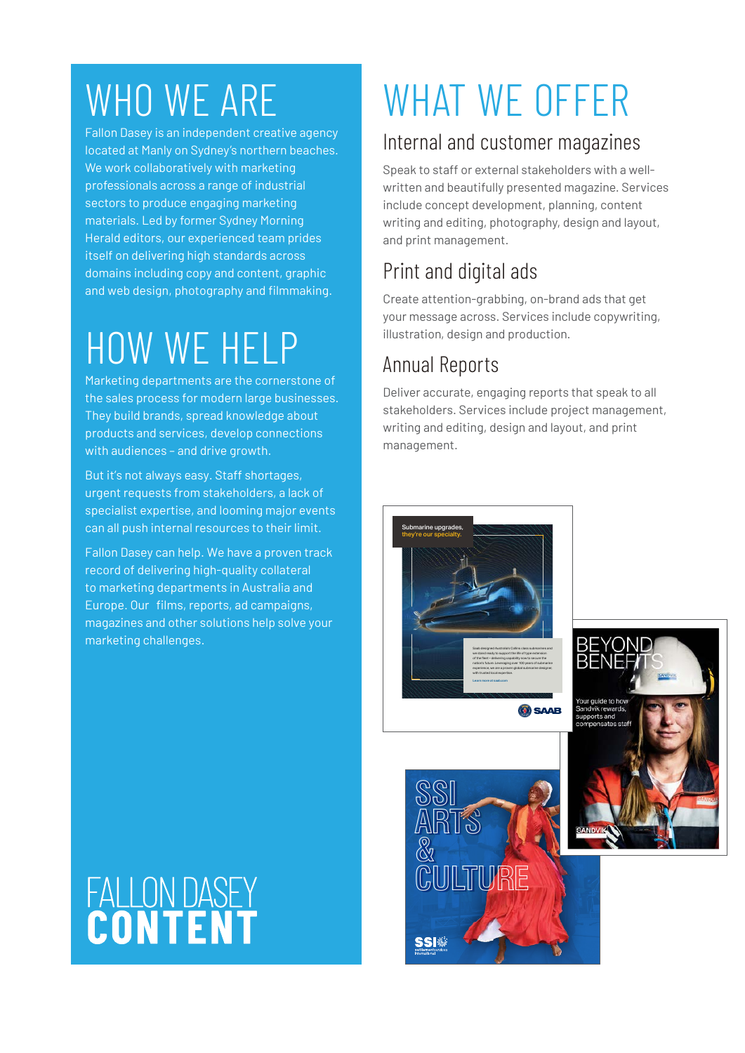# WHO WE ARE

Fallon Dasey is an independent creative agency located at Manly on Sydney's northern beaches. We work collaboratively with marketing professionals across a range of industrial sectors to produce engaging marketing materials. Led by former Sydney Morning Herald editors, our experienced team prides itself on delivering high standards across domains including copy and content, graphic and web design, photography and filmmaking.

# HOW WE HELP

Marketing departments are the cornerstone of the sales process for modern large businesses. They build brands, spread knowledge about products and services, develop connections with audiences – and drive growth.

But it's not always easy. Staff shortages, urgent requests from stakeholders, a lack of specialist expertise, and looming major events can all push internal resources to their limit.

Fallon Dasey can help. We have a proven track record of delivering high-quality collateral to marketing departments in Australia and Europe. Our films, reports, ad campaigns, magazines and other solutions help solve your marketing challenges.

FALLON DASEY **CONTENT**

# WHAT WE OFFER

## Internal and customer magazines

Speak to staff or external stakeholders with a well-written and beautifully presented magazine. Services include concept development, planning, content writing and editing, photography, design and layout, and print management.

## Print and digital ads

Create attention-grabbing, on-brand ads that get your message across. Services include copywriting, illustration, design and production.

## Annual Reports

Deliver accurate, engaging reports that speak to all stakeholders. Services include project management, writing and editing, design and layout, and print management.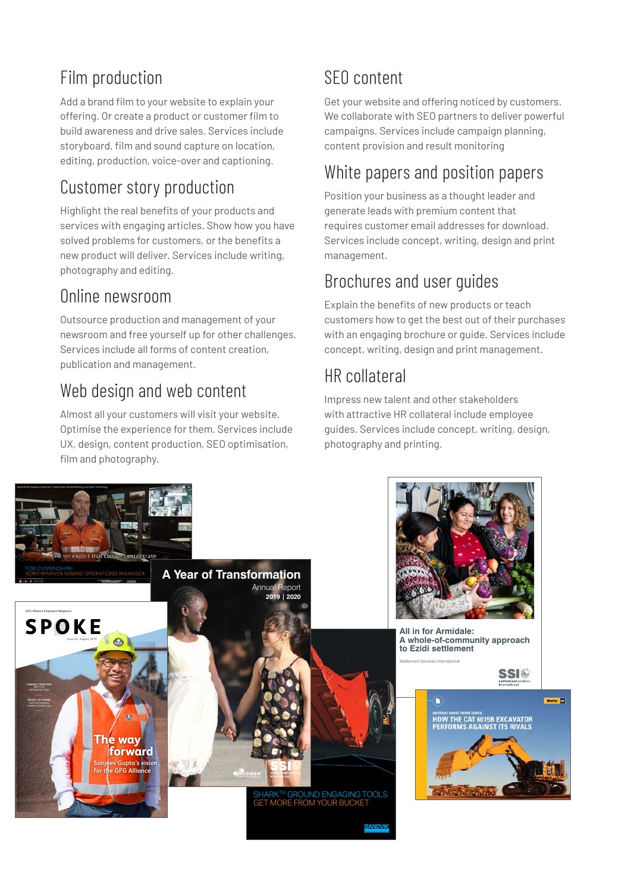## Film production

Add a brand film to your website to explain your offering. Or create a product or customer film to build awareness and drive sales. Services include storyboard, film and sound capture on location, editing, production, voice-over and captioning.

## Customer story production

Highlight the real benefits of your products and services with engaging articles. Show how you have solved problems for customers, or the benefits a new product will deliver. Services include writing, photography and editing.

## Online newsroom

Outsource production and management of your newsroom and free yourself up for other challenges. Services include all forms of content creation, publication and management.

## Web design and web content

Almost all your customers will visit your website. Optimise the experience for them. Services include UX, design, content production, SEO optimisation, film and photography.

## SEO content

Get your website and offering noticed by customers. We collaborate with SEO partners to deliver powerful campaigns. Services include campaign planning, content provision and result monitoring

## White papers and position papers

Position your business as a thought leader and generate leads with premium content that requires customer email addresses for download. Services include concept, writing, design and print management.

## Brochures and user guides

Explain the benefits of new products or teach customers how to get the best out of their purchases with an engaging brochure or guide. Services include concept, writing, design and print management.

## HR collateral

Impress new talent and other stakeholders with attractive HR collateral include employee guides. Services include concept, writing, design, photography and printing.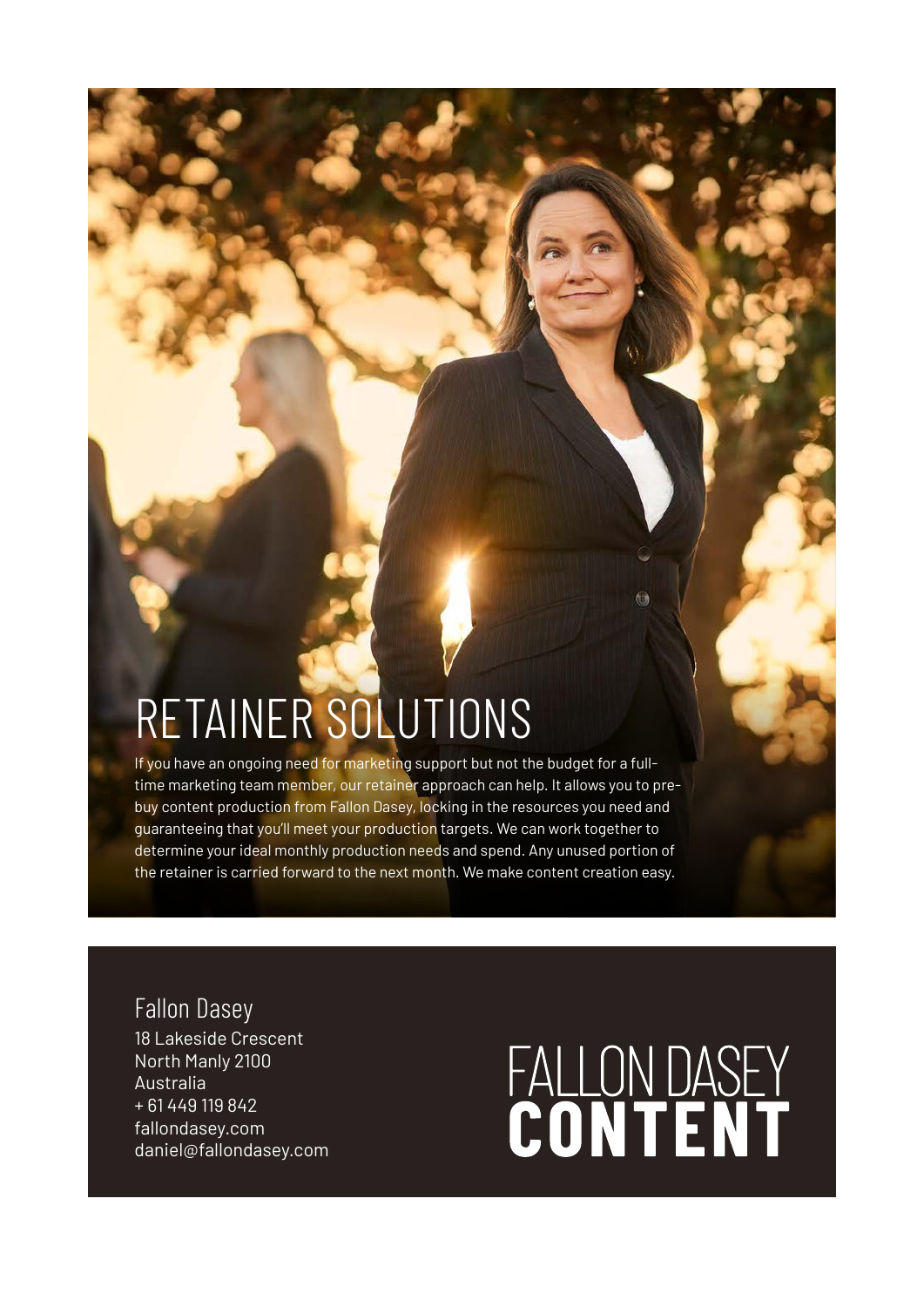# RETAINER SOLUTIONS

If you have an ongoing need for marketing support but not the budget for a full-time marketing team member, our retainer approach can help. It allows you to pre-buy content production from Fallon Dasey, locking in the resources you need and guaranteeing that you'll meet your production targets. We can work together to determine your ideal monthly production needs and spend. Any unused portion of the retainer is carried forward to the next month. We make content creation easy.

Fallon Dasey
18 Lakeside Crescent
North Manly 2100
Australia
+ 61 449 119 842
fallondasey.com
daniel@fallondasey.com

FALLON DASEY
**CONTENT**